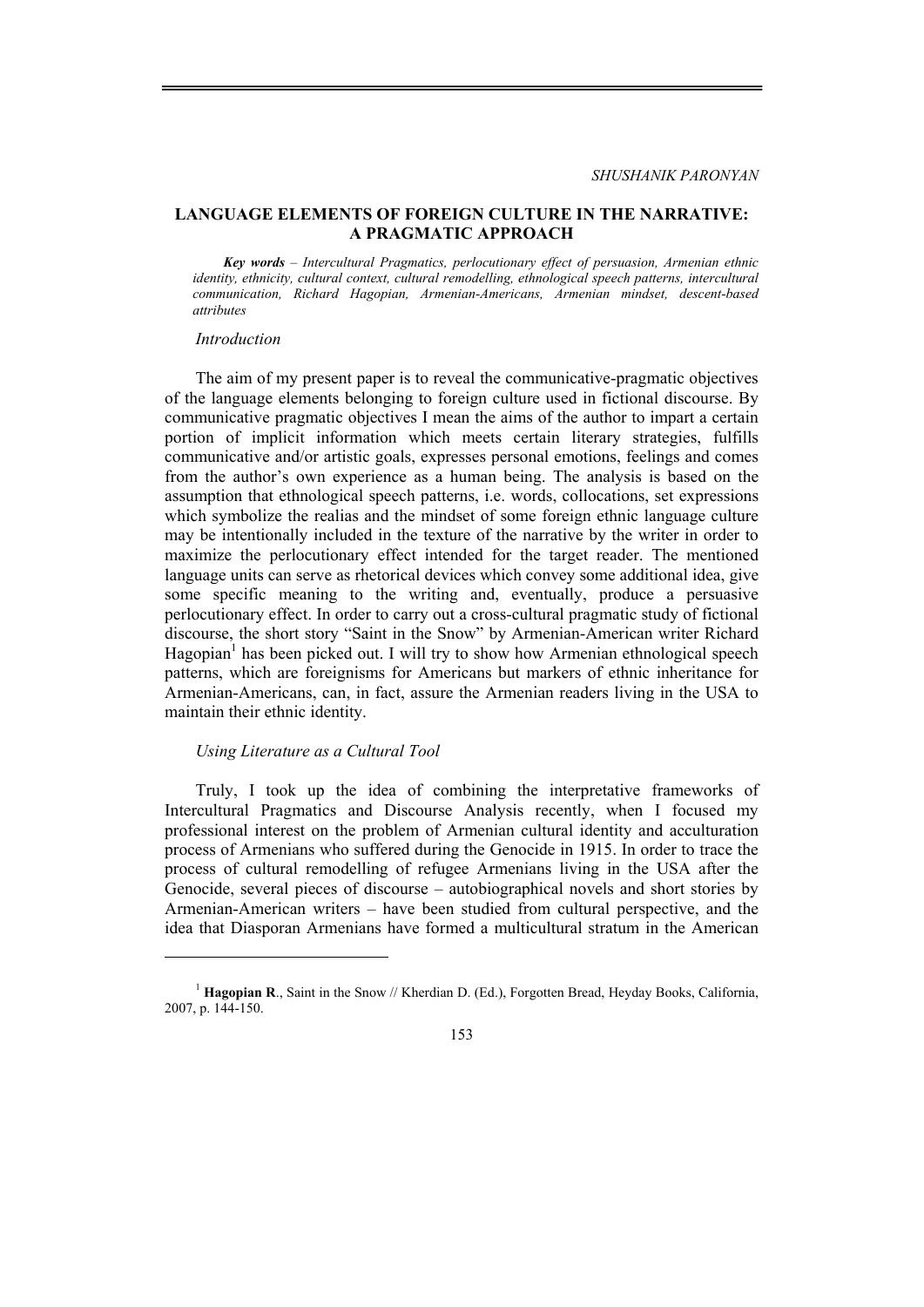*SHUSHANIK PARONYAN*

# LANGUAGE ELEMENTS OF FOREIGN CULTURE IN THE NARRATIVE: A PRAGMATIC APPROACH

***Key words*** *– Intercultural Pragmatics, perlocutionary effect of persuasion, Armenian ethnic identity, ethnicity, cultural context, cultural remodelling, ethnological speech patterns, intercultural communication, Richard Hagopian, Armenian-Americans, Armenian mindset, descent-based attributes*

## *Introduction*

The aim of my present paper is to reveal the communicative-pragmatic objectives of the language elements belonging to foreign culture used in fictional discourse. By communicative pragmatic objectives I mean the aims of the author to impart a certain portion of implicit information which meets certain literary strategies, fulfills communicative and/or artistic goals, expresses personal emotions, feelings and comes from the author's own experience as a human being. The analysis is based on the assumption that ethnological speech patterns, i.e. words, collocations, set expressions which symbolize the realias and the mindset of some foreign ethnic language culture may be intentionally included in the texture of the narrative by the writer in order to maximize the perlocutionary effect intended for the target reader. The mentioned language units can serve as rhetorical devices which convey some additional idea, give some specific meaning to the writing and, eventually, produce a persuasive perlocutionary effect. In order to carry out a cross-cultural pragmatic study of fictional discourse, the short story "Saint in the Snow" by Armenian-American writer Richard Hagopian[1] has been picked out. I will try to show how Armenian ethnological speech patterns, which are foreignisms for Americans but markers of ethnic inheritance for Armenian-Americans, can, in fact, assure the Armenian readers living in the USA to maintain their ethnic identity.

## *Using Literature as a Cultural Tool*

Truly, I took up the idea of combining the interpretative frameworks of Intercultural Pragmatics and Discourse Analysis recently, when I focused my professional interest on the problem of Armenian cultural identity and acculturation process of Armenians who suffered during the Genocide in 1915. In order to trace the process of cultural remodelling of refugee Armenians living in the USA after the Genocide, several pieces of discourse – autobiographical novels and short stories by Armenian-American writers – have been studied from cultural perspective, and the idea that Diasporan Armenians have formed a multicultural stratum in the American

---

[1] **Hagopian R.**, Saint in the Snow // Kherdian D. (Ed.), Forgotten Bread, Heyday Books, California, 2007, p. 144-150.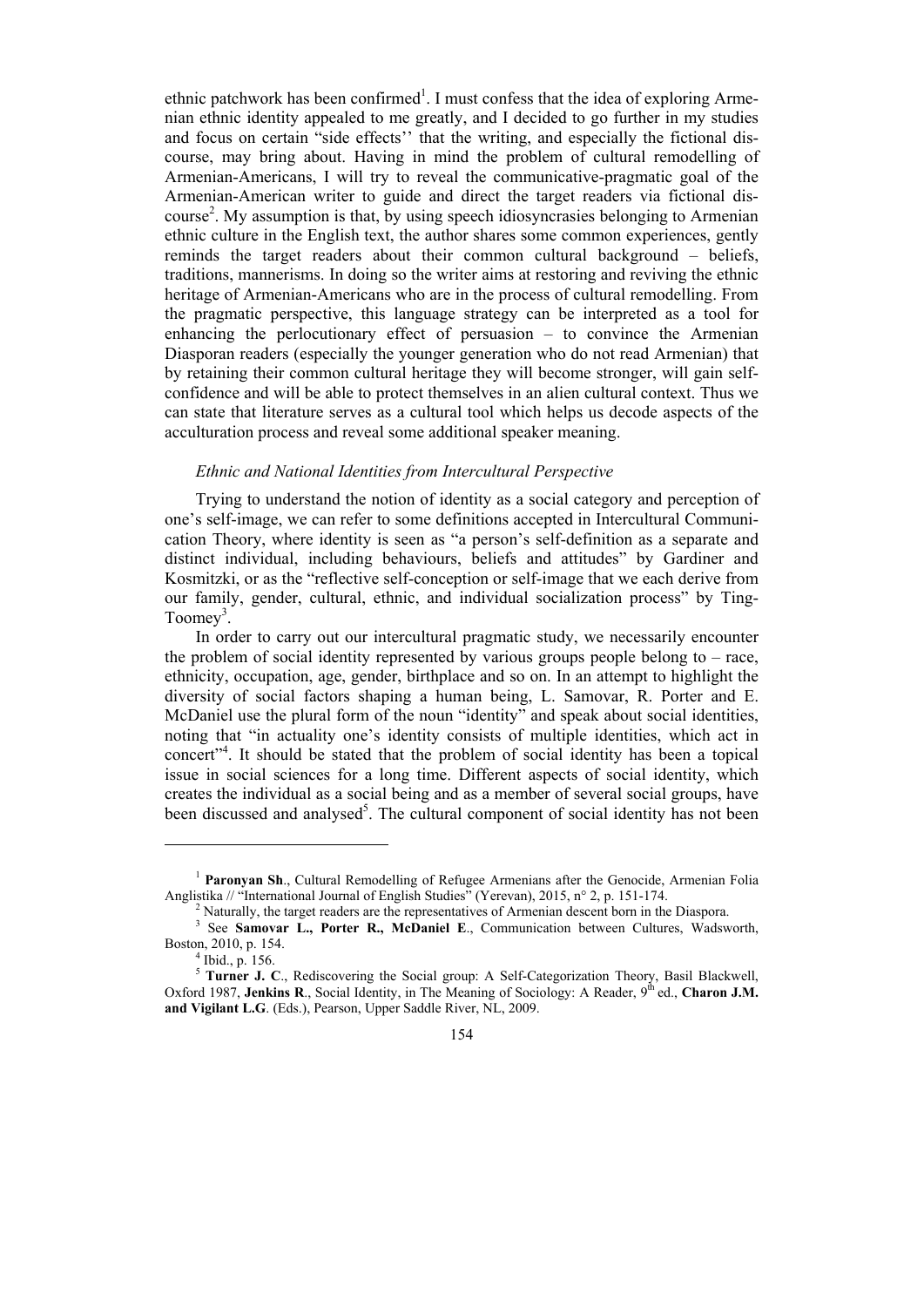ethnic patchwork has been confirmed[1]. I must confess that the idea of exploring Armenian ethnic identity appealed to me greatly, and I decided to go further in my studies and focus on certain "side effects'' that the writing, and especially the fictional discourse, may bring about. Having in mind the problem of cultural remodelling of Armenian-Americans, I will try to reveal the communicative-pragmatic goal of the Armenian-American writer to guide and direct the target readers via fictional discourse[2]. My assumption is that, by using speech idiosyncrasies belonging to Armenian ethnic culture in the English text, the author shares some common experiences, gently reminds the target readers about their common cultural background – beliefs, traditions, mannerisms. In doing so the writer aims at restoring and reviving the ethnic heritage of Armenian-Americans who are in the process of cultural remodelling. From the pragmatic perspective, this language strategy can be interpreted as a tool for enhancing the perlocutionary effect of persuasion – to convince the Armenian Diasporan readers (especially the younger generation who do not read Armenian) that by retaining their common cultural heritage they will become stronger, will gain self-confidence and will be able to protect themselves in an alien cultural context. Thus we can state that literature serves as a cultural tool which helps us decode aspects of the acculturation process and reveal some additional speaker meaning.

### *Ethnic and National Identities from Intercultural Perspective*

Trying to understand the notion of identity as a social category and perception of one's self-image, we can refer to some definitions accepted in Intercultural Communication Theory, where identity is seen as "a person's self-definition as a separate and distinct individual, including behaviours, beliefs and attitudes" by Gardiner and Kosmitzki, or as the "reflective self-conception or self-image that we each derive from our family, gender, cultural, ethnic, and individual socialization process" by Ting-Toomey[3].

In order to carry out our intercultural pragmatic study, we necessarily encounter the problem of social identity represented by various groups people belong to – race, ethnicity, occupation, age, gender, birthplace and so on. In an attempt to highlight the diversity of social factors shaping a human being, L. Samovar, R. Porter and E. McDaniel use the plural form of the noun "identity" and speak about social identities, noting that "in actuality one's identity consists of multiple identities, which act in concert"[4]. It should be stated that the problem of social identity has been a topical issue in social sciences for a long time. Different aspects of social identity, which creates the individual as a social being and as a member of several social groups, have been discussed and analysed[5]. The cultural component of social identity has not been

---

[1] **Paronyan Sh**., Cultural Remodelling of Refugee Armenians after the Genocide, Armenian Folia Anglistika // "International Journal of English Studies" (Yerevan), 2015, n° 2, p. 151-174.

[2] Naturally, the target readers are the representatives of Armenian descent born in the Diaspora.

[3] See **Samovar L., Porter R., McDaniel E**., Communication between Cultures, Wadsworth, Boston, 2010, p. 154.

[4] Ibid., p. 156.

[5] **Turner J. C**., Rediscovering the Social group: A Self-Categorization Theory, Basil Blackwell, Oxford 1987, **Jenkins R**., Social Identity, in The Meaning of Sociology: A Reader, 9th ed., **Charon J.M. and Vigilant L.G**. (Eds.), Pearson, Upper Saddle River, NL, 2009.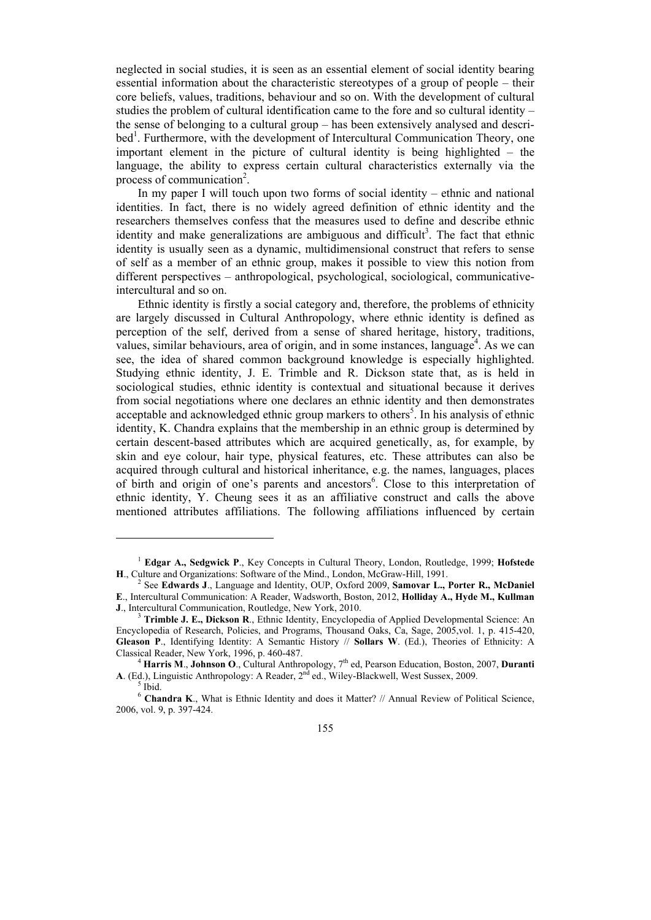neglected in social studies, it is seen as an essential element of social identity bearing essential information about the characteristic stereotypes of a group of people – their core beliefs, values, traditions, behaviour and so on. With the development of cultural studies the problem of cultural identification came to the fore and so cultural identity – the sense of belonging to a cultural group – has been extensively analysed and described[1]. Furthermore, with the development of Intercultural Communication Theory, one important element in the picture of cultural identity is being highlighted – the language, the ability to express certain cultural characteristics externally via the process of communication[2].

In my paper I will touch upon two forms of social identity – ethnic and national identities. In fact, there is no widely agreed definition of ethnic identity and the researchers themselves confess that the measures used to define and describe ethnic identity and make generalizations are ambiguous and difficult[3]. The fact that ethnic identity is usually seen as a dynamic, multidimensional construct that refers to sense of self as a member of an ethnic group, makes it possible to view this notion from different perspectives – anthropological, psychological, sociological, communicative-intercultural and so on.

Ethnic identity is firstly a social category and, therefore, the problems of ethnicity are largely discussed in Cultural Anthropology, where ethnic identity is defined as perception of the self, derived from a sense of shared heritage, history, traditions, values, similar behaviours, area of origin, and in some instances, language[4]. As we can see, the idea of shared common background knowledge is especially highlighted. Studying ethnic identity, J. E. Trimble and R. Dickson state that, as is held in sociological studies, ethnic identity is contextual and situational because it derives from social negotiations where one declares an ethnic identity and then demonstrates acceptable and acknowledged ethnic group markers to others[5]. In his analysis of ethnic identity, K. Chandra explains that the membership in an ethnic group is determined by certain descent-based attributes which are acquired genetically, as, for example, by skin and eye colour, hair type, physical features, etc. These attributes can also be acquired through cultural and historical inheritance, e.g. the names, languages, places of birth and origin of one's parents and ancestors[6]. Close to this interpretation of ethnic identity, Y. Cheung sees it as an affiliative construct and calls the above mentioned attributes affiliations. The following affiliations influenced by certain

---

[1] **Edgar A., Sedgwick P**., Key Concepts in Cultural Theory, London, Routledge, 1999; **Hofstede H**., Culture and Organizations: Software of the Mind., London, McGraw-Hill, 1991.

[2] See **Edwards J**., Language and Identity, OUP, Oxford 2009, **Samovar L., Porter R., McDaniel E**., Intercultural Communication: A Reader, Wadsworth, Boston, 2012, **Holliday A., Hyde M., Kullman J**., Intercultural Communication, Routledge, New York, 2010.

[3] **Trimble J. E., Dickson R**., Ethnic Identity, Encyclopedia of Applied Developmental Science: An Encyclopedia of Research, Policies, and Programs, Thousand Oaks, Ca, Sage, 2005,vol. 1, p. 415-420, **Gleason P**., Identifying Identity: A Semantic History // **Sollars W**. (Ed.), Theories of Ethnicity: A Classical Reader, New York, 1996, p. 460-487.

[4] **Harris M**., **Johnson O**., Cultural Anthropology, 7th ed, Pearson Education, Boston, 2007, **Duranti A**. (Ed.), Linguistic Anthropology: A Reader, 2nd ed., Wiley-Blackwell, West Sussex, 2009.

[5] Ibid.

[6] **Chandra K**., What is Ethnic Identity and does it Matter? // Annual Review of Political Science, 2006, vol. 9, p. 397-424.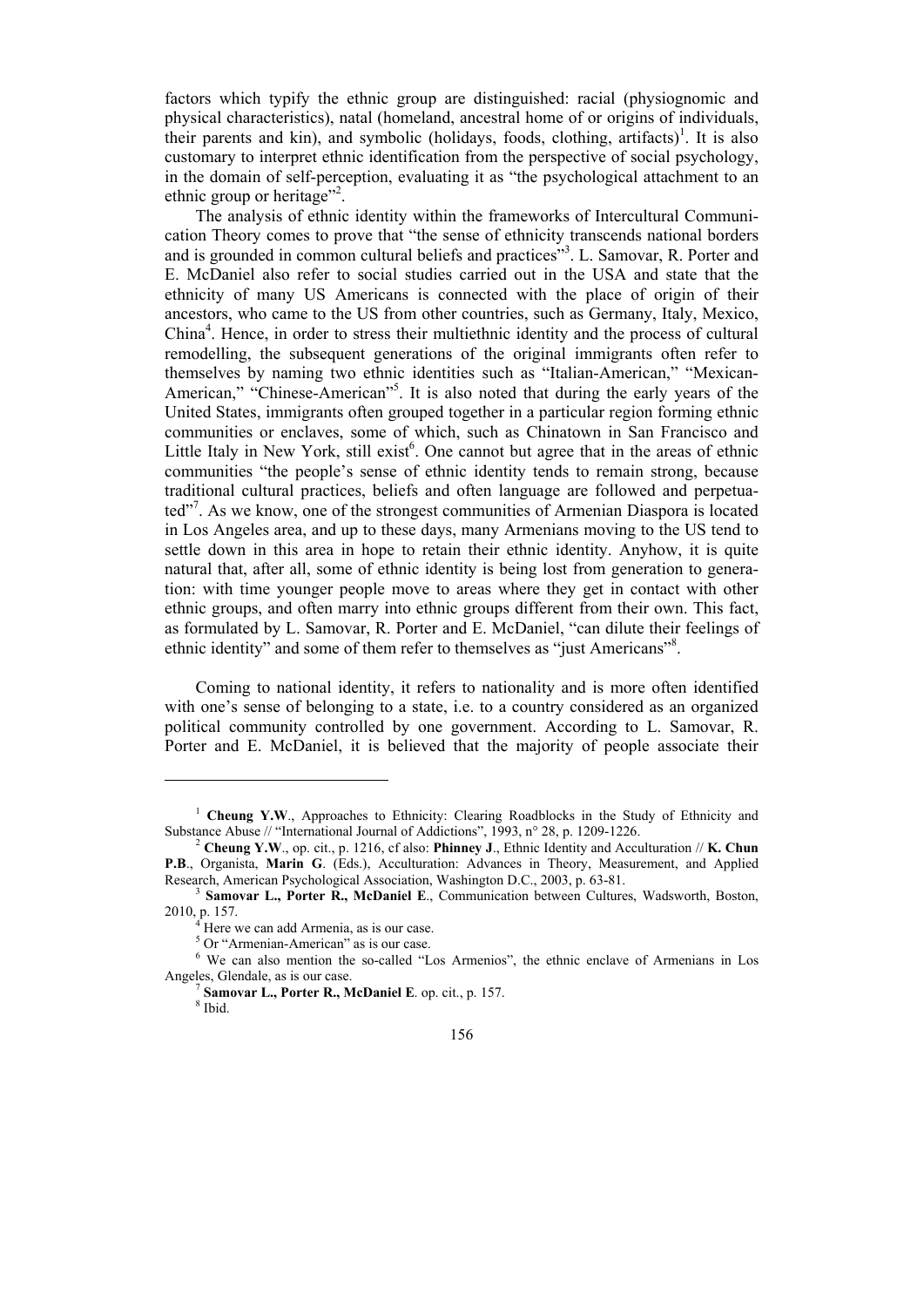factors which typify the ethnic group are distinguished: racial (physiognomic and physical characteristics), natal (homeland, ancestral home of or origins of individuals, their parents and kin), and symbolic (holidays, foods, clothing, artifacts)[1]. It is also customary to interpret ethnic identification from the perspective of social psychology, in the domain of self-perception, evaluating it as "the psychological attachment to an ethnic group or heritage"[2].

The analysis of ethnic identity within the frameworks of Intercultural Communication Theory comes to prove that "the sense of ethnicity transcends national borders and is grounded in common cultural beliefs and practices"[3]. L. Samovar, R. Porter and E. McDaniel also refer to social studies carried out in the USA and state that the ethnicity of many US Americans is connected with the place of origin of their ancestors, who came to the US from other countries, such as Germany, Italy, Mexico, China[4]. Hence, in order to stress their multiethnic identity and the process of cultural remodelling, the subsequent generations of the original immigrants often refer to themselves by naming two ethnic identities such as "Italian-American," "Mexican-American," "Chinese-American"[5]. It is also noted that during the early years of the United States, immigrants often grouped together in a particular region forming ethnic communities or enclaves, some of which, such as Chinatown in San Francisco and Little Italy in New York, still exist[6]. One cannot but agree that in the areas of ethnic communities "the people's sense of ethnic identity tends to remain strong, because traditional cultural practices, beliefs and often language are followed and perpetuated"[7]. As we know, one of the strongest communities of Armenian Diaspora is located in Los Angeles area, and up to these days, many Armenians moving to the US tend to settle down in this area in hope to retain their ethnic identity. Anyhow, it is quite natural that, after all, some of ethnic identity is being lost from generation to generation: with time younger people move to areas where they get in contact with other ethnic groups, and often marry into ethnic groups different from their own. This fact, as formulated by L. Samovar, R. Porter and E. McDaniel, "can dilute their feelings of ethnic identity" and some of them refer to themselves as "just Americans"[8].

Coming to national identity, it refers to nationality and is more often identified with one's sense of belonging to a state, i.e. to a country considered as an organized political community controlled by one government. According to L. Samovar, R. Porter and E. McDaniel, it is believed that the majority of people associate their

---

[1] **Cheung Y.W**., Approaches to Ethnicity: Clearing Roadblocks in the Study of Ethnicity and Substance Abuse // "International Journal of Addictions", 1993, n° 28, p. 1209-1226.

[2] **Cheung Y.W**., op. cit., p. 1216, cf also: **Phinney J**., Ethnic Identity and Acculturation // **K. Chun P.B**., Organista, **Marin G**. (Eds.), Acculturation: Advances in Theory, Measurement, and Applied Research, American Psychological Association, Washington D.C., 2003, p. 63-81.

[3] **Samovar L., Porter R., McDaniel E**., Communication between Cultures, Wadsworth, Boston, 2010, p. 157.

[4] Here we can add Armenia, as is our case.

[5] Or "Armenian-American" as is our case.

[6] We can also mention the so-called "Los Armenios", the ethnic enclave of Armenians in Los Angeles, Glendale, as is our case.

[7] **Samovar L., Porter R., McDaniel E**. op. cit., p. 157.

[8] Ibid.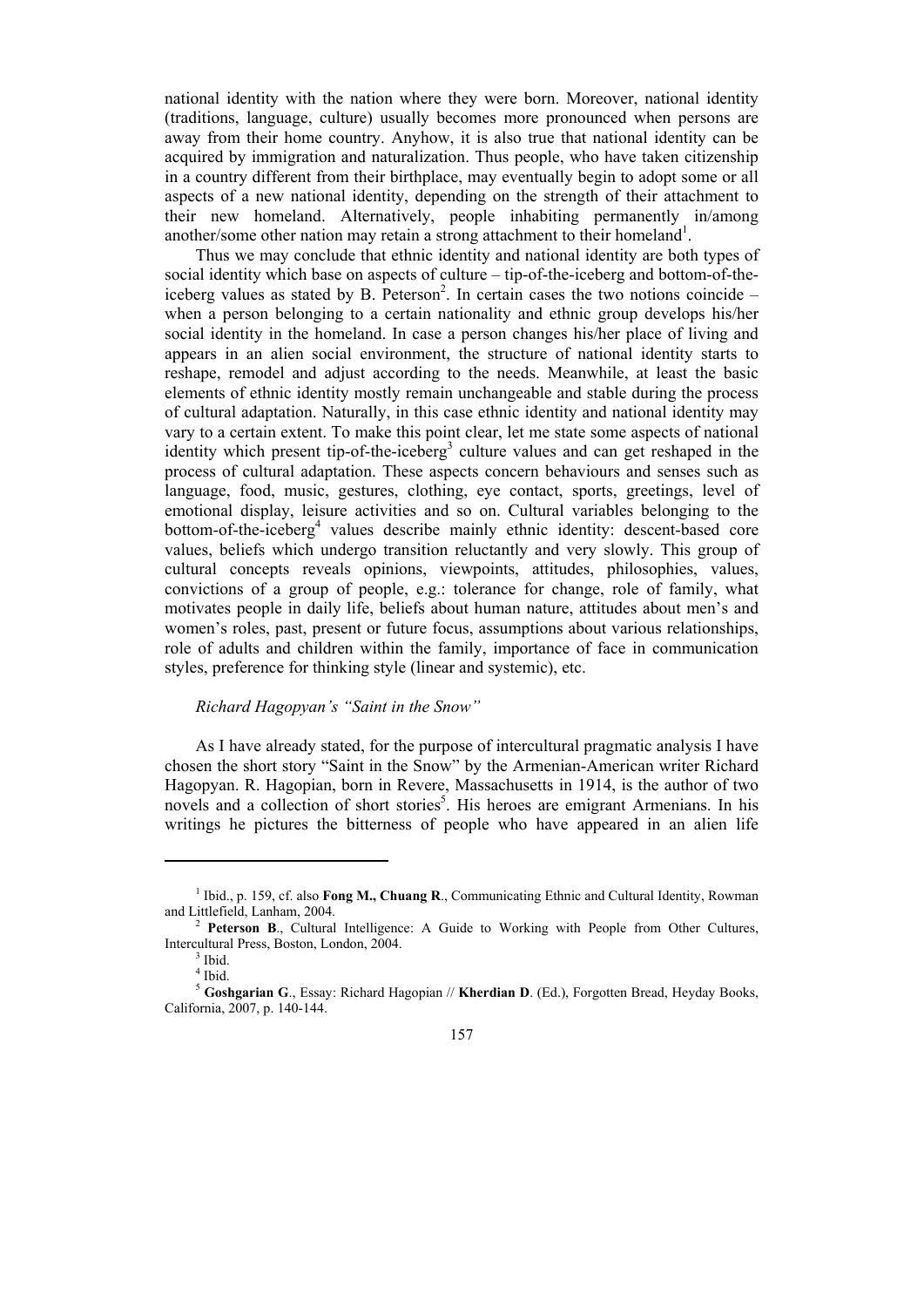national identity with the nation where they were born. Moreover, national identity (traditions, language, culture) usually becomes more pronounced when persons are away from their home country. Anyhow, it is also true that national identity can be acquired by immigration and naturalization. Thus people, who have taken citizenship in a country different from their birthplace, may eventually begin to adopt some or all aspects of a new national identity, depending on the strength of their attachment to their new homeland. Alternatively, people inhabiting permanently in/among another/some other nation may retain a strong attachment to their homeland[1].

Thus we may conclude that ethnic identity and national identity are both types of social identity which base on aspects of culture – tip-of-the-iceberg and bottom-of-the-iceberg values as stated by B. Peterson[2]. In certain cases the two notions coincide – when a person belonging to a certain nationality and ethnic group develops his/her social identity in the homeland. In case a person changes his/her place of living and appears in an alien social environment, the structure of national identity starts to reshape, remodel and adjust according to the needs. Meanwhile, at least the basic elements of ethnic identity mostly remain unchangeable and stable during the process of cultural adaptation. Naturally, in this case ethnic identity and national identity may vary to a certain extent. To make this point clear, let me state some aspects of national identity which present tip-of-the-iceberg[3] culture values and can get reshaped in the process of cultural adaptation. These aspects concern behaviours and senses such as language, food, music, gestures, clothing, eye contact, sports, greetings, level of emotional display, leisure activities and so on. Cultural variables belonging to the bottom-of-the-iceberg[4] values describe mainly ethnic identity: descent-based core values, beliefs which undergo transition reluctantly and very slowly. This group of cultural concepts reveals opinions, viewpoints, attitudes, philosophies, values, convictions of a group of people, e.g.: tolerance for change, role of family, what motivates people in daily life, beliefs about human nature, attitudes about men's and women's roles, past, present or future focus, assumptions about various relationships, role of adults and children within the family, importance of face in communication styles, preference for thinking style (linear and systemic), etc.

*Richard Hagopyan's "Saint in the Snow"*

As I have already stated, for the purpose of intercultural pragmatic analysis I have chosen the short story "Saint in the Snow" by the Armenian-American writer Richard Hagopyan. R. Hagopian, born in Revere, Massachusetts in 1914, is the author of two novels and a collection of short stories[5]. His heroes are emigrant Armenians. In his writings he pictures the bitterness of people who have appeared in an alien life

---

[1] Ibid., p. 159, cf. also **Fong M., Chuang R**., Communicating Ethnic and Cultural Identity, Rowman and Littlefield, Lanham, 2004.

[2] **Peterson B**., Cultural Intelligence: A Guide to Working with People from Other Cultures, Intercultural Press, Boston, London, 2004.

[3] Ibid.

[4] Ibid.

[5] **Goshgarian G**., Essay: Richard Hagopian // **Kherdian D**. (Ed.), Forgotten Bread, Heyday Books, California, 2007, p. 140-144.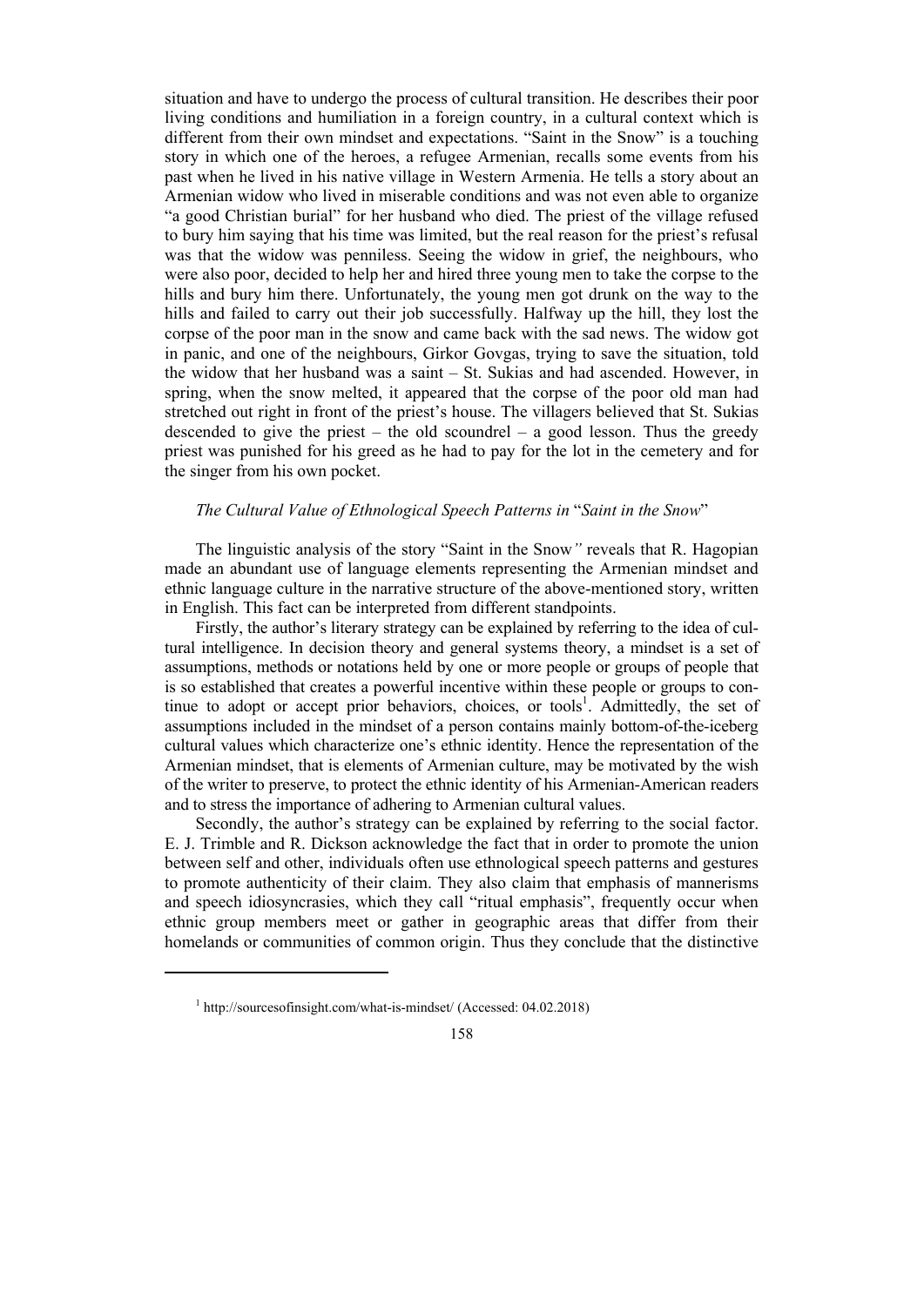situation and have to undergo the process of cultural transition. He describes their poor living conditions and humiliation in a foreign country, in a cultural context which is different from their own mindset and expectations. "Saint in the Snow" is a touching story in which one of the heroes, a refugee Armenian, recalls some events from his past when he lived in his native village in Western Armenia. He tells a story about an Armenian widow who lived in miserable conditions and was not even able to organize "a good Christian burial" for her husband who died. The priest of the village refused to bury him saying that his time was limited, but the real reason for the priest's refusal was that the widow was penniless. Seeing the widow in grief, the neighbours, who were also poor, decided to help her and hired three young men to take the corpse to the hills and bury him there. Unfortunately, the young men got drunk on the way to the hills and failed to carry out their job successfully. Halfway up the hill, they lost the corpse of the poor man in the snow and came back with the sad news. The widow got in panic, and one of the neighbours, Girkor Govgas, trying to save the situation, told the widow that her husband was a saint – St. Sukias and had ascended. However, in spring, when the snow melted, it appeared that the corpse of the poor old man had stretched out right in front of the priest's house. The villagers believed that St. Sukias descended to give the priest – the old scoundrel – a good lesson. Thus the greedy priest was punished for his greed as he had to pay for the lot in the cemetery and for the singer from his own pocket.

### *The Cultural Value of Ethnological Speech Patterns in* "*Saint in the Snow*"

The linguistic analysis of the story "Saint in the Snow*"* reveals that R. Hagopian made an abundant use of language elements representing the Armenian mindset and ethnic language culture in the narrative structure of the above-mentioned story, written in English. This fact can be interpreted from different standpoints.

Firstly, the author's literary strategy can be explained by referring to the idea of cultural intelligence. In decision theory and general systems theory, a mindset is a set of assumptions, methods or notations held by one or more people or groups of people that is so established that creates a powerful incentive within these people or groups to continue to adopt or accept prior behaviors, choices, or tools[1]. Admittedly, the set of assumptions included in the mindset of a person contains mainly bottom-of-the-iceberg cultural values which characterize one's ethnic identity. Hence the representation of the Armenian mindset, that is elements of Armenian culture, may be motivated by the wish of the writer to preserve, to protect the ethnic identity of his Armenian-American readers and to stress the importance of adhering to Armenian cultural values.

Secondly, the author's strategy can be explained by referring to the social factor. E. J. Trimble and R. Dickson acknowledge the fact that in order to promote the union between self and other, individuals often use ethnological speech patterns and gestures to promote authenticity of their claim. They also claim that emphasis of mannerisms and speech idiosyncrasies, which they call "ritual emphasis", frequently occur when ethnic group members meet or gather in geographic areas that differ from their homelands or communities of common origin. Thus they conclude that the distinctive

---

[1] http://sourcesofinsight.com/what-is-mindset/ (Accessed: 04.02.2018)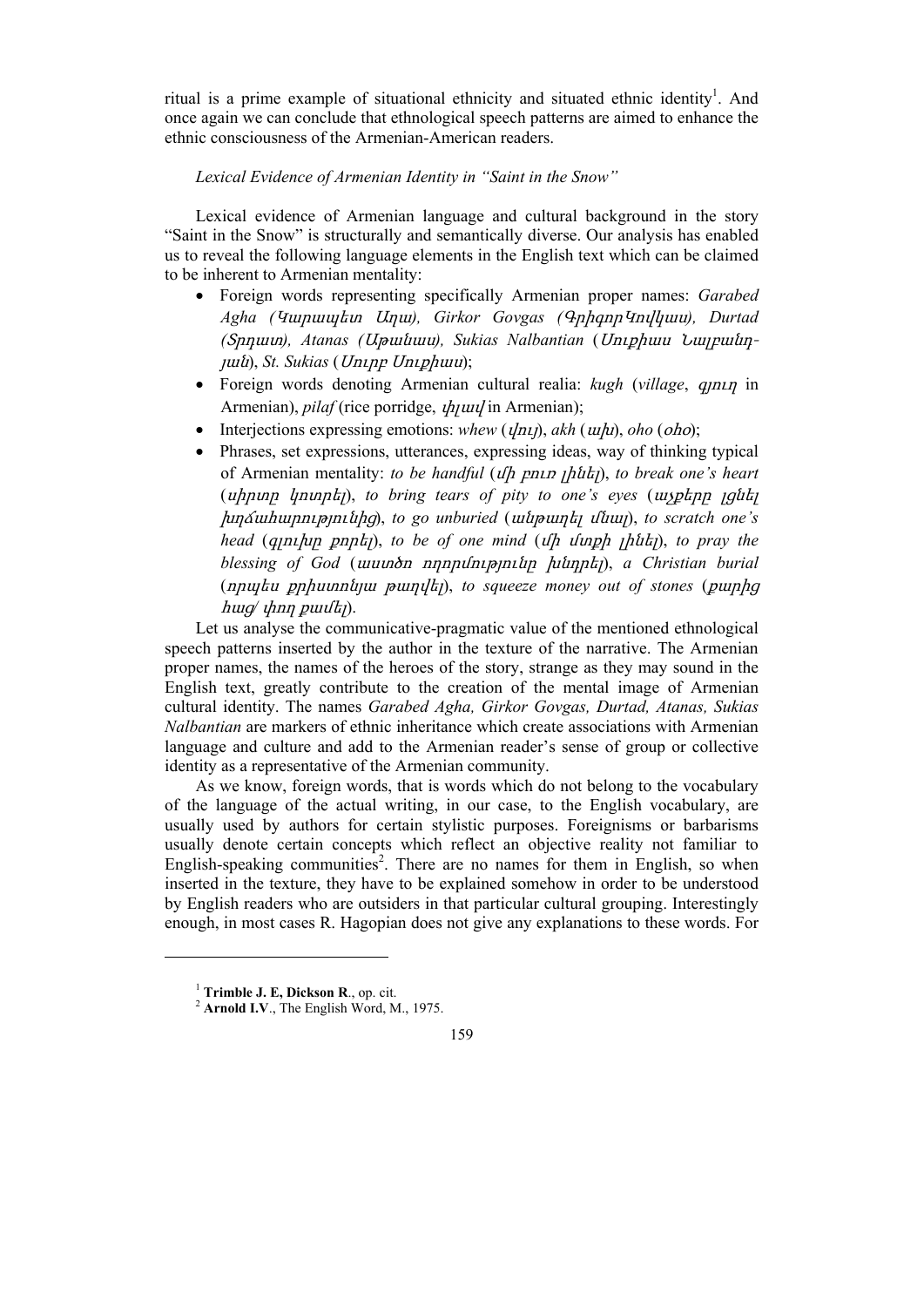ritual is a prime example of situational ethnicity and situated ethnic identity[1]. And once again we can conclude that ethnological speech patterns are aimed to enhance the ethnic consciousness of the Armenian-American readers.

*Lexical Evidence of Armenian Identity in "Saint in the Snow"*

Lexical evidence of Armenian language and cultural background in the story "Saint in the Snow" is structurally and semantically diverse. Our analysis has enabled us to reveal the following language elements in the English text which can be claimed to be inherent to Armenian mentality:

- Foreign words representing specifically Armenian proper names: *Garabed Agha (Կարապետ Աղա), Girkor Govgas (ԳրիգորԿովկաս), Durtad (Տրդատ), Atanas (Աթանաս), Sukias Nalbantian* (*Սուքիաս Նալբանդյան*), *St. Sukias* (*Սուրբ Սուքիաս*);
- Foreign words denoting Armenian cultural realia: *kugh* (*village*, *գյուղ* in Armenian), *pilaf* (rice porridge, *փլավ* in Armenian);
- Interjections expressing emotions: *whew* (*վույ*), *akh* (*ախ*), *oho* (*օհօ*);
- Phrases, set expressions, utterances, expressing ideas, way of thinking typical of Armenian mentality: *to be handful* (*մի բուռ լինել*), *to break one's heart* (*սիրտը կոտրել*), *to bring tears of pity to one's eyes* (*աչքերը լցնել խղճահարությունից*), *to go unburied* (*անթաղել մնալ*), *to scratch one's head* (*գլուխը քորել*), *to be of one mind* (*մի մտքի լինել*), *to pray the blessing of God* (*աստծո ողորմությունը խնդրել*), *a Christian burial* (*որպես քրիստոնյա թաղվել*), *to squeeze money out of stones* (*քարից հաց/ փող քամել*).

Let us analyse the communicative-pragmatic value of the mentioned ethnological speech patterns inserted by the author in the texture of the narrative. The Armenian proper names, the names of the heroes of the story, strange as they may sound in the English text, greatly contribute to the creation of the mental image of Armenian cultural identity. The names *Garabed Agha, Girkor Govgas, Durtad, Atanas, Sukias Nalbantian* are markers of ethnic inheritance which create associations with Armenian language and culture and add to the Armenian reader's sense of group or collective identity as a representative of the Armenian community.

As we know, foreign words, that is words which do not belong to the vocabulary of the language of the actual writing, in our case, to the English vocabulary, are usually used by authors for certain stylistic purposes. Foreignisms or barbarisms usually denote certain concepts which reflect an objective reality not familiar to English-speaking communities[2]. There are no names for them in English, so when inserted in the texture, they have to be explained somehow in order to be understood by English readers who are outsiders in that particular cultural grouping. Interestingly enough, in most cases R. Hagopian does not give any explanations to these words. For

---

[1] **Trimble J. E, Dickson R**., op. cit.

[2] **Arnold I.V**., The English Word, M., 1975.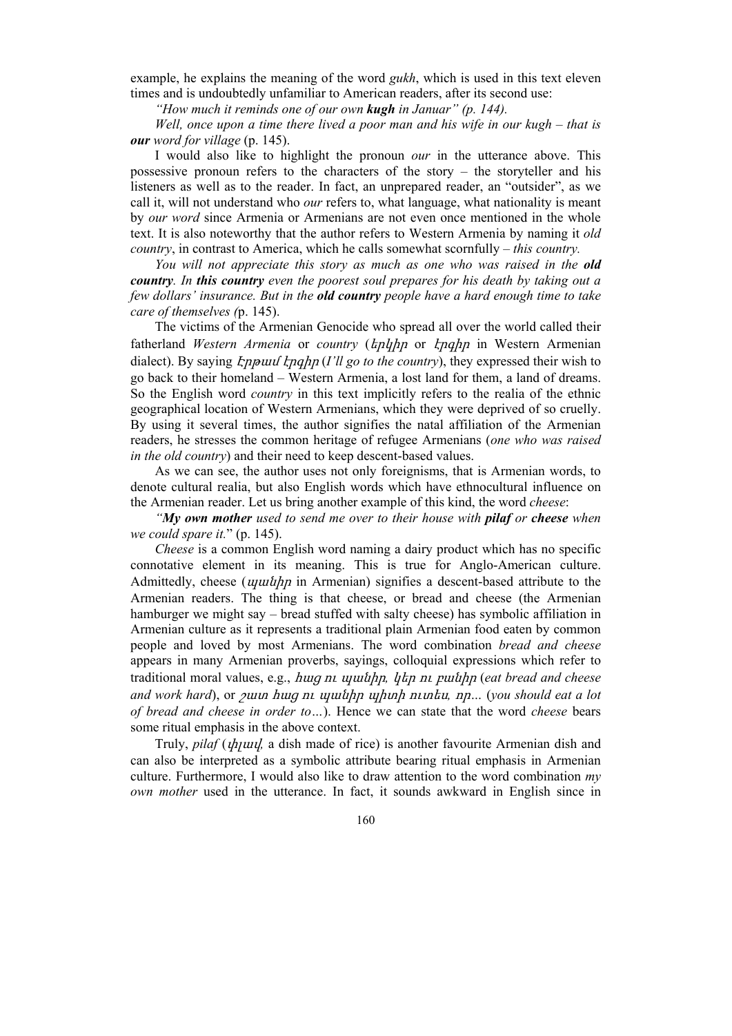example, he explains the meaning of the word *gukh*, which is used in this text eleven times and is undoubtedly unfamiliar to American readers, after its second use:

*"How much it reminds one of our own* ***kugh*** *in Januar" (p. 144).*

*Well, once upon a time there lived a poor man and his wife in our kugh – that is* ***our*** *word for village* (p. 145).

I would also like to highlight the pronoun *our* in the utterance above. This possessive pronoun refers to the characters of the story – the storyteller and his listeners as well as to the reader. In fact, an unprepared reader, an "outsider", as we call it, will not understand who *our* refers to, what language, what nationality is meant by *our word* since Armenia or Armenians are not even once mentioned in the whole text. It is also noteworthy that the author refers to Western Armenia by naming it *old country*, in contrast to America, which he calls somewhat scornfully – *this country.*

*You will not appreciate this story as much as one who was raised in the* ***old country****. In* ***this country*** *even the poorest soul prepares for his death by taking out a few dollars' insurance. But in the* ***old country*** *people have a hard enough time to take care of themselves (*p. 145).

The victims of the Armenian Genocide who spread all over the world called their fatherland *Western Armenia* or *country* (*երկիր* or *էրգիր* in Western Armenian dialect). By saying *Էրթամ էրգիր* (*I'll go to the country*), they expressed their wish to go back to their homeland – Western Armenia, a lost land for them, a land of dreams. So the English word *country* in this text implicitly refers to the realia of the ethnic geographical location of Western Armenians, which they were deprived of so cruelly. By using it several times, the author signifies the natal affiliation of the Armenian readers, he stresses the common heritage of refugee Armenians (*one who was raised in the old country*) and their need to keep descent-based values.

As we can see, the author uses not only foreignisms, that is Armenian words, to denote cultural realia, but also English words which have ethnocultural influence on the Armenian reader. Let us bring another example of this kind, the word *cheese*:

*"****My own mother*** *used to send me over to their house with* ***pilaf*** *or* ***cheese*** *when we could spare it.*" (p. 145).

*Cheese* is a common English word naming a dairy product which has no specific connotative element in its meaning. This is true for Anglo-American culture. Admittedly, cheese (*պանիր* in Armenian) signifies a descent-based attribute to the Armenian readers. The thing is that cheese, or bread and cheese (the Armenian hamburger we might say – bread stuffed with salty cheese) has symbolic affiliation in Armenian culture as it represents a traditional plain Armenian food eaten by common people and loved by most Armenians. The word combination *bread and cheese* appears in many Armenian proverbs, sayings, colloquial expressions which refer to traditional moral values, e.g., *հաց ու պանիր, կեր ու բանիր* (*eat bread and cheese and work hard*), or *շատ հաց ու պանիր պիտի ուտես, որ...* (*you should eat a lot of bread and cheese in order to…*). Hence we can state that the word *cheese* bears some ritual emphasis in the above context.

Truly, *pilaf* (*փլավ*, a dish made of rice) is another favourite Armenian dish and can also be interpreted as a symbolic attribute bearing ritual emphasis in Armenian culture. Furthermore, I would also like to draw attention to the word combination *my own mother* used in the utterance. In fact, it sounds awkward in English since in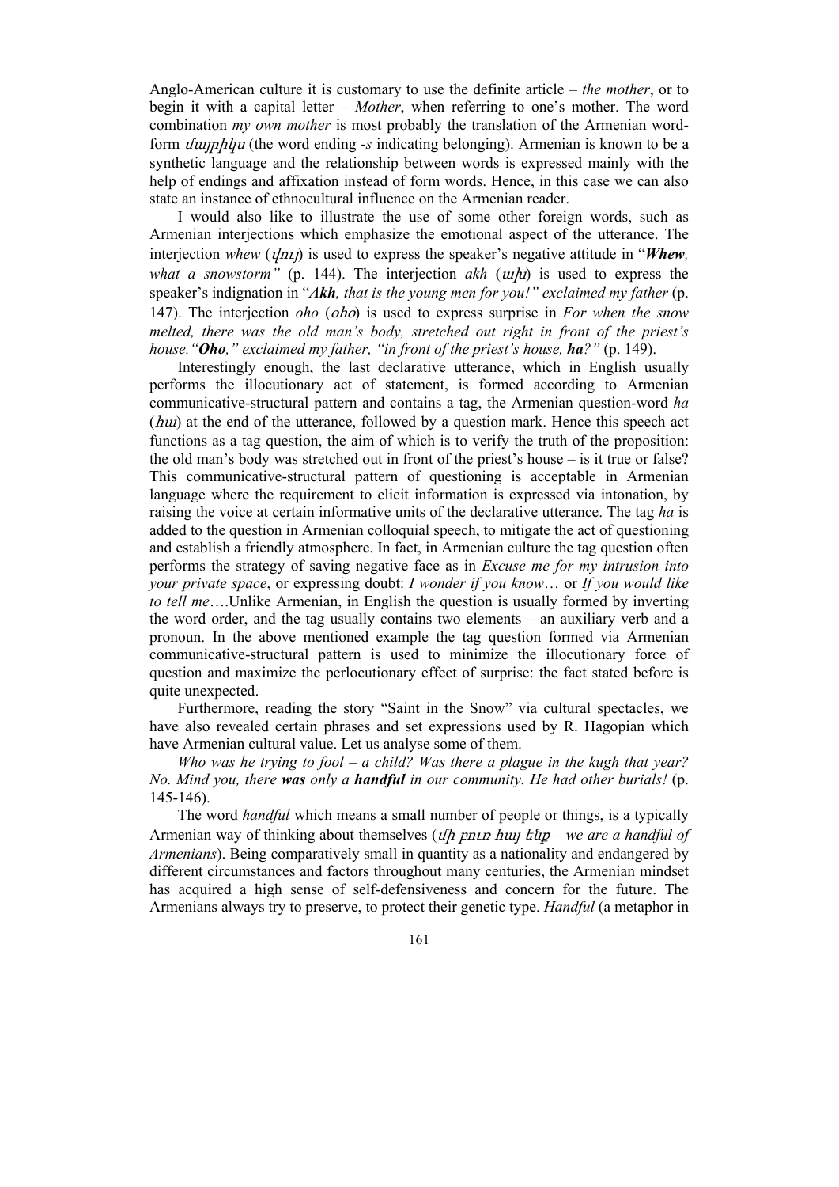Anglo-American culture it is customary to use the definite article – *the mother*, or to begin it with a capital letter – *Mother*, when referring to one's mother. The word combination *my own mother* is most probably the translation of the Armenian word-form *մայրիկս* (the word ending *-s* indicating belonging). Armenian is known to be a synthetic language and the relationship between words is expressed mainly with the help of endings and affixation instead of form words. Hence, in this case we can also state an instance of ethnocultural influence on the Armenian reader.

I would also like to illustrate the use of some other foreign words, such as Armenian interjections which emphasize the emotional aspect of the utterance. The interjection *whew* (*վույ*) is used to express the speaker's negative attitude in "***Whew****, what a snowstorm"* (p. 144). The interjection *akh* (*ախ*) is used to express the speaker's indignation in "***Akh****, that is the young men for you!" exclaimed my father* (p. 147). The interjection *oho* (*օհօ*) is used to express surprise in *For when the snow melted, there was the old man's body, stretched out right in front of the priest's house."****Oho****," exclaimed my father, "in front of the priest's house,* ***ha****?"* (p. 149).

Interestingly enough, the last declarative utterance, which in English usually performs the illocutionary act of statement, is formed according to Armenian communicative-structural pattern and contains a tag, the Armenian question-word *ha* (*հա*) at the end of the utterance, followed by a question mark. Hence this speech act functions as a tag question, the aim of which is to verify the truth of the proposition: the old man's body was stretched out in front of the priest's house – is it true or false? This communicative-structural pattern of questioning is acceptable in Armenian language where the requirement to elicit information is expressed via intonation, by raising the voice at certain informative units of the declarative utterance. The tag *ha* is added to the question in Armenian colloquial speech, to mitigate the act of questioning and establish a friendly atmosphere. In fact, in Armenian culture the tag question often performs the strategy of saving negative face as in *Excuse me for my intrusion into your private space*, or expressing doubt: *I wonder if you know*… or *If you would like to tell me*….Unlike Armenian, in English the question is usually formed by inverting the word order, and the tag usually contains two elements – an auxiliary verb and a pronoun. In the above mentioned example the tag question formed via Armenian communicative-structural pattern is used to minimize the illocutionary force of question and maximize the perlocutionary effect of surprise: the fact stated before is quite unexpected.

Furthermore, reading the story "Saint in the Snow" via cultural spectacles, we have also revealed certain phrases and set expressions used by R. Hagopian which have Armenian cultural value. Let us analyse some of them.

*Who was he trying to fool – a child? Was there a plague in the kugh that year? No. Mind you, there* ***was*** *only a* ***handful*** *in our community. He had other burials!* (p. 145-146).

The word *handful* which means a small number of people or things, is a typically Armenian way of thinking about themselves (*մի բուռ հայ ենք – we are a handful of Armenians*). Being comparatively small in quantity as a nationality and endangered by different circumstances and factors throughout many centuries, the Armenian mindset has acquired a high sense of self-defensiveness and concern for the future. The Armenians always try to preserve, to protect their genetic type. *Handful* (a metaphor in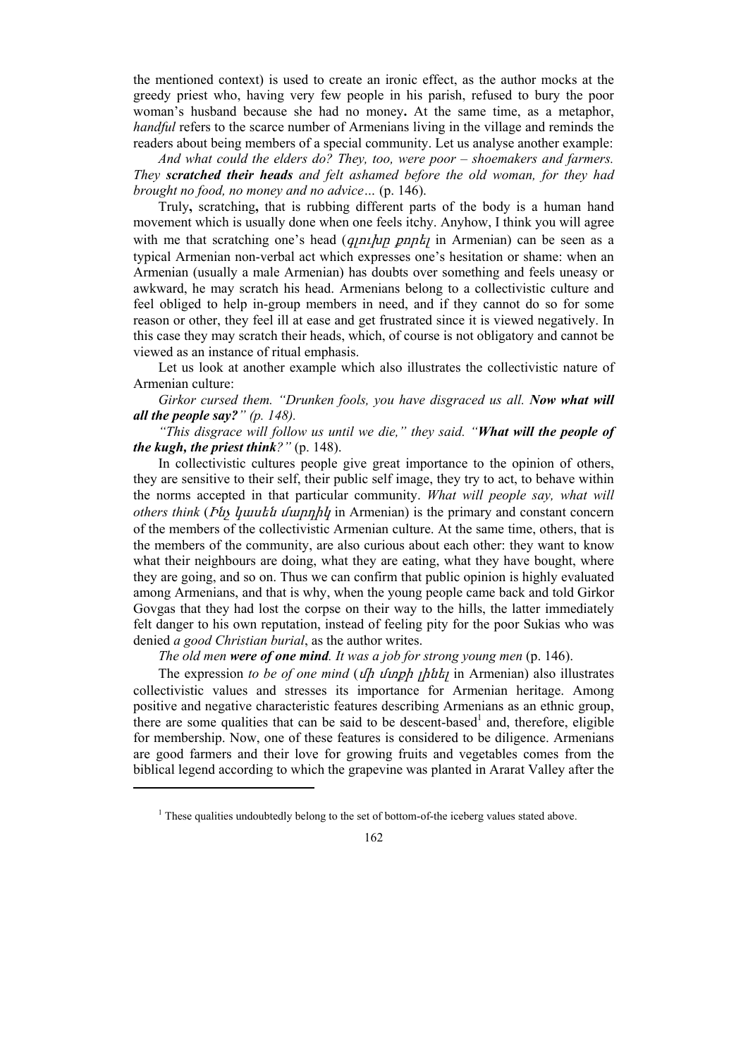the mentioned context) is used to create an ironic effect, as the author mocks at the greedy priest who, having very few people in his parish, refused to bury the poor woman's husband because she had no money**.** At the same time, as a metaphor, *handful* refers to the scarce number of Armenians living in the village and reminds the readers about being members of a special community. Let us analyse another example:

*And what could the elders do? They, too, were poor – shoemakers and farmers. They* ***scratched their heads*** *and felt ashamed before the old woman, for they had brought no food, no money and no advice…* (p. 146).

Truly**,** scratching**,** that is rubbing different parts of the body is a human hand movement which is usually done when one feels itchy. Anyhow, I think you will agree with me that scratching one's head (*գլուխը քորել* in Armenian) can be seen as a typical Armenian non-verbal act which expresses one's hesitation or shame: when an Armenian (usually a male Armenian) has doubts over something and feels uneasy or awkward, he may scratch his head. Armenians belong to a collectivistic culture and feel obliged to help in-group members in need, and if they cannot do so for some reason or other, they feel ill at ease and get frustrated since it is viewed negatively. In this case they may scratch their heads, which, of course is not obligatory and cannot be viewed as an instance of ritual emphasis.

Let us look at another example which also illustrates the collectivistic nature of Armenian culture:

*Girkor cursed them. "Drunken fools, you have disgraced us all.* ***Now what will all the people say?****" (p. 148).*

*"This disgrace will follow us until we die," they said. "****What will the people of the kugh, the priest think****?"* (p. 148).

In collectivistic cultures people give great importance to the opinion of others, they are sensitive to their self, their public self image, they try to act, to behave within the norms accepted in that particular community. *What will people say, what will others think* (*Ինչ կասեն մարդիկ* in Armenian) is the primary and constant concern of the members of the collectivistic Armenian culture. At the same time, others, that is the members of the community, are also curious about each other: they want to know what their neighbours are doing, what they are eating, what they have bought, where they are going, and so on. Thus we can confirm that public opinion is highly evaluated among Armenians, and that is why, when the young people came back and told Girkor Govgas that they had lost the corpse on their way to the hills, the latter immediately felt danger to his own reputation, instead of feeling pity for the poor Sukias who was denied *a good Christian burial*, as the author writes.

*The old men* ***were of one mind****. It was a job for strong young men* (p. 146).

The expression *to be of one mind* (*մի մտքի լինել* in Armenian) also illustrates collectivistic values and stresses its importance for Armenian heritage. Among positive and negative characteristic features describing Armenians as an ethnic group, there are some qualities that can be said to be descent-based[1] and, therefore, eligible for membership. Now, one of these features is considered to be diligence. Armenians are good farmers and their love for growing fruits and vegetables comes from the biblical legend according to which the grapevine was planted in Ararat Valley after the

[1] These qualities undoubtedly belong to the set of bottom-of-the iceberg values stated above.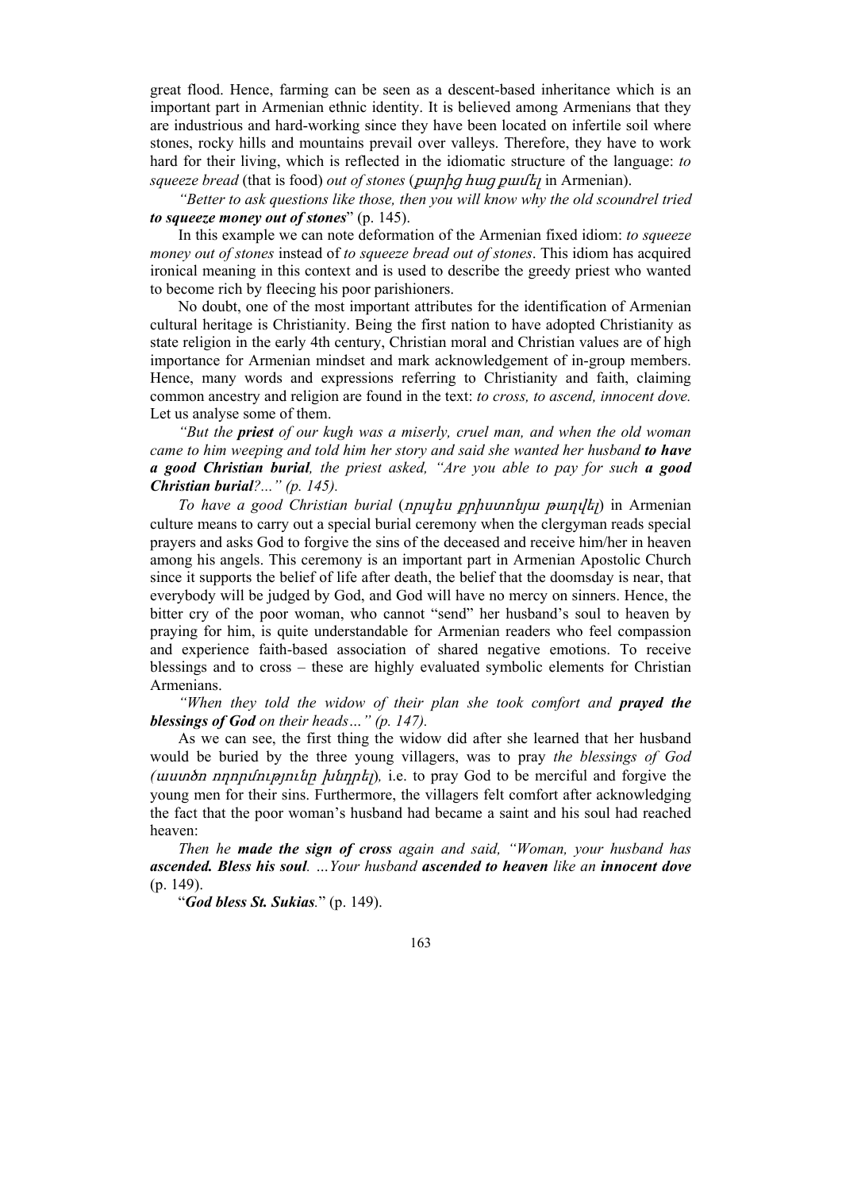great flood. Hence, farming can be seen as a descent-based inheritance which is an important part in Armenian ethnic identity. It is believed among Armenians that they are industrious and hard-working since they have been located on infertile soil where stones, rocky hills and mountains prevail over valleys. Therefore, they have to work hard for their living, which is reflected in the idiomatic structure of the language: *to squeeze bread* (that is food) *out of stones* (*քարից հաց քամել* in Armenian).

*"Better to ask questions like those, then you will know why the old scoundrel tried **to squeeze money out of stones***" (p. 145).

In this example we can note deformation of the Armenian fixed idiom: *to squeeze money out of stones* instead of *to squeeze bread out of stones*. This idiom has acquired ironical meaning in this context and is used to describe the greedy priest who wanted to become rich by fleecing his poor parishioners.

No doubt, one of the most important attributes for the identification of Armenian cultural heritage is Christianity. Being the first nation to have adopted Christianity as state religion in the early 4th century, Christian moral and Christian values are of high importance for Armenian mindset and mark acknowledgement of in-group members. Hence, many words and expressions referring to Christianity and faith, claiming common ancestry and religion are found in the text: *to cross, to ascend, innocent dove.* Let us analyse some of them.

*"But the **priest** of our kugh was a miserly, cruel man, and when the old woman came to him weeping and told him her story and said she wanted her husband **to have a good Christian burial**, the priest asked, "Are you able to pay for such **a good Christian burial**?..." (p. 145).*

*To have a good Christian burial* (*որպես քրիստոնյա թաղվել*) in Armenian culture means to carry out a special burial ceremony when the clergyman reads special prayers and asks God to forgive the sins of the deceased and receive him/her in heaven among his angels. This ceremony is an important part in Armenian Apostolic Church since it supports the belief of life after death, the belief that the doomsday is near, that everybody will be judged by God, and God will have no mercy on sinners. Hence, the bitter cry of the poor woman, who cannot "send" her husband's soul to heaven by praying for him, is quite understandable for Armenian readers who feel compassion and experience faith-based association of shared negative emotions. To receive blessings and to cross – these are highly evaluated symbolic elements for Christian Armenians.

*"When they told the widow of their plan she took comfort and **prayed the blessings of God** on their heads…" (p. 147).*

As we can see, the first thing the widow did after she learned that her husband would be buried by the three young villagers, was to pray *the blessings of God (աստծո ողորմությունը խնդրել),* i.e. to pray God to be merciful and forgive the young men for their sins. Furthermore, the villagers felt comfort after acknowledging the fact that the poor woman's husband had became a saint and his soul had reached heaven:

*Then he **made the sign of cross** again and said, "Woman, your husband has **ascended. Bless his soul**. …Your husband **ascended to heaven** like an **innocent dove*** (p. 149).

"***God bless St. Sukias***." (p. 149).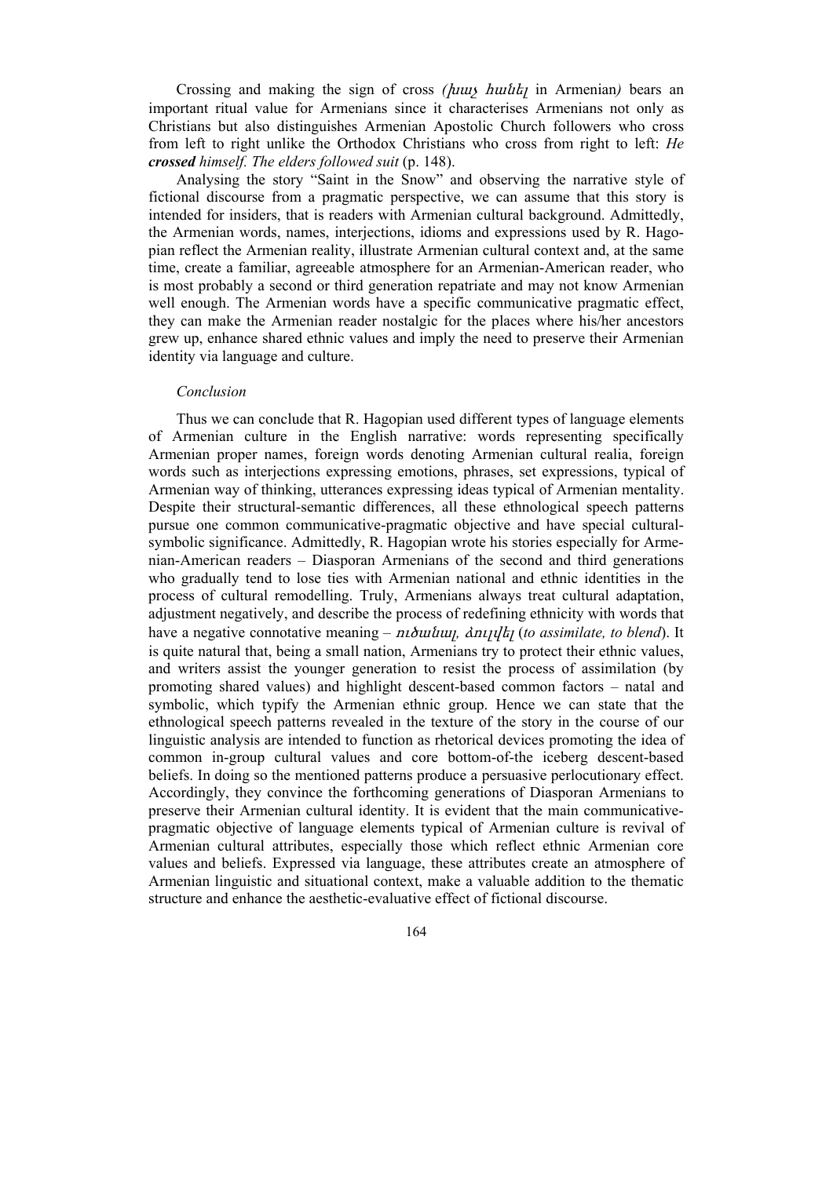Crossing and making the sign of cross *(խաչ հանել* in Armenian*)* bears an important ritual value for Armenians since it characterises Armenians not only as Christians but also distinguishes Armenian Apostolic Church followers who cross from left to right unlike the Orthodox Christians who cross from right to left: *He **crossed** himself. The elders followed suit* (p. 148).

Analysing the story "Saint in the Snow" and observing the narrative style of fictional discourse from a pragmatic perspective, we can assume that this story is intended for insiders, that is readers with Armenian cultural background. Admittedly, the Armenian words, names, interjections, idioms and expressions used by R. Hagopian reflect the Armenian reality, illustrate Armenian cultural context and, at the same time, create a familiar, agreeable atmosphere for an Armenian-American reader, who is most probably a second or third generation repatriate and may not know Armenian well enough. The Armenian words have a specific communicative pragmatic effect, they can make the Armenian reader nostalgic for the places where his/her ancestors grew up, enhance shared ethnic values and imply the need to preserve their Armenian identity via language and culture.

*Conclusion*

Thus we can conclude that R. Hagopian used different types of language elements of Armenian culture in the English narrative: words representing specifically Armenian proper names, foreign words denoting Armenian cultural realia, foreign words such as interjections expressing emotions, phrases, set expressions, typical of Armenian way of thinking, utterances expressing ideas typical of Armenian mentality. Despite their structural-semantic differences, all these ethnological speech patterns pursue one common communicative-pragmatic objective and have special cultural-symbolic significance. Admittedly, R. Hagopian wrote his stories especially for Armenian-American readers – Diasporan Armenians of the second and third generations who gradually tend to lose ties with Armenian national and ethnic identities in the process of cultural remodelling. Truly, Armenians always treat cultural adaptation, adjustment negatively, and describe the process of redefining ethnicity with words that have a negative connotative meaning – *ուծանալ, ձուլվել* (*to assimilate, to blend*). It is quite natural that, being a small nation, Armenians try to protect their ethnic values, and writers assist the younger generation to resist the process of assimilation (by promoting shared values) and highlight descent-based common factors – natal and symbolic, which typify the Armenian ethnic group. Hence we can state that the ethnological speech patterns revealed in the texture of the story in the course of our linguistic analysis are intended to function as rhetorical devices promoting the idea of common in-group cultural values and core bottom-of-the iceberg descent-based beliefs. In doing so the mentioned patterns produce a persuasive perlocutionary effect. Accordingly, they convince the forthcoming generations of Diasporan Armenians to preserve their Armenian cultural identity. It is evident that the main communicative-pragmatic objective of language elements typical of Armenian culture is revival of Armenian cultural attributes, especially those which reflect ethnic Armenian core values and beliefs. Expressed via language, these attributes create an atmosphere of Armenian linguistic and situational context, make a valuable addition to the thematic structure and enhance the aesthetic-evaluative effect of fictional discourse.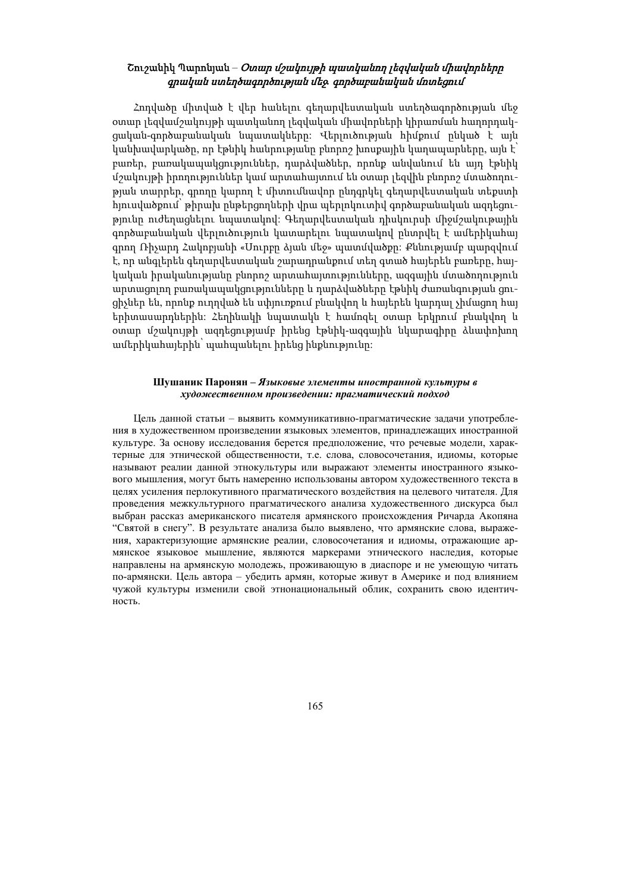Շուշանիկ Պարոնյան – *Օտար մշակույթի պատկանող լեզվական միավորները գրական ստեղծագործության մեջ. գործաբանական մոտեցում*

Հոդվածը միտված է վեր հանելու գեղարվեստական ստեղծագործության մեջ օտար լեզվամշակույթի պատկանող լեզվական միավորների կիրառման հաղորդակցական-գործաբանական նպատակները: Վերլուծության հիմքում ընկած է այն կանխավարկածը, որ էթնիկ հանրությանը բնորոշ խոսքային կաղապարները, այն է՝ բառեր, բառակապակցություններ, դարձվածներ, որոնք անվանում են այդ էթնիկ մշակույթի իրողություններ կամ արտահայտում են օտար լեզվին բնորոշ մտածողության տարրեր, գրողը կարող է միտումնավոր ընդգրկել գեղարվեստական տեքստի հյուսվածքում՝ թիրախ ընթերցողների վրա պերլոկուտիվ գործաբանական ազդեցությունը ուժեղացնելու նպատակով: Գեղարվեստական դիսկուրսի միջմշակութային գործաբանական վերլուծություն կատարելու նպատակով ընտրվել է ամերիկահայ գրող Ռիչարդ Հակոբյանի «Սուրբը ձյան մեջ» պատմվածքը: Քննությամբ պարզվում է, որ անգլերեն գեղարվեստական շարադրանքում տեղ գտած հայերեն բառերը, հայկական իրականությանը բնորոշ արտահայտությունները, ազգային մտածողություն արտացոլող բառակապակցությունները և դարձվածները էթնիկ ժառանգության ցուցիչներ են, որոնք ուղղված են սփյուռքում բնակվող և հայերեն կարդալ չիմացող հայ երիտասարդներին: Հեղինակի նպատակն է համոզել օտար երկրում բնակվող և օտար մշակույթի ազդեցությամբ իրենց էթնիկ-ազգային նկարագիրը ձևափոխող ամերիկահայերին՝ պահպանելու իրենց ինքնությունը:

**Шушаник Паронян –** ***Языковые элементы иностранной культуры в художественном произведении: прагматический подход***

Цель данной статьи – выявить коммуникативно-прагматические задачи употребления в художественном произведении языковых элементов, принадлежащих иностранной культуре. За основу исследования берется предположение, что речевые модели, характерные для этнической общественности, т.е. слова, словосочетания, идиомы, которые называют реалии данной этнокультуры или выражают элементы иностранного языкового мышления, могут быть намеренно использованы автором художественного текста в целях усиления перлокутивного прагматического воздействия на целевого читателя. Для проведения межкультурного прагматического анализа художественного дискурса был выбран рассказ американского писателя армянского происхождения Ричарда Акопяна "Святой в снегу". В результате анализа было выявлено, что армянские слова, выражения, характеризующие армянские реалии, словосочетания и идиомы, отражающие армянское языковое мышление, являются маркерами этнического наследия, которые направлены на армянскую молодежь, проживающую в диаспоре и не умеющую читать по-армянски. Цель автора – убедить армян, которые живут в Америке и под влиянием чужой культуры изменили свой этнонациональный облик, сохранить свою идентичность.